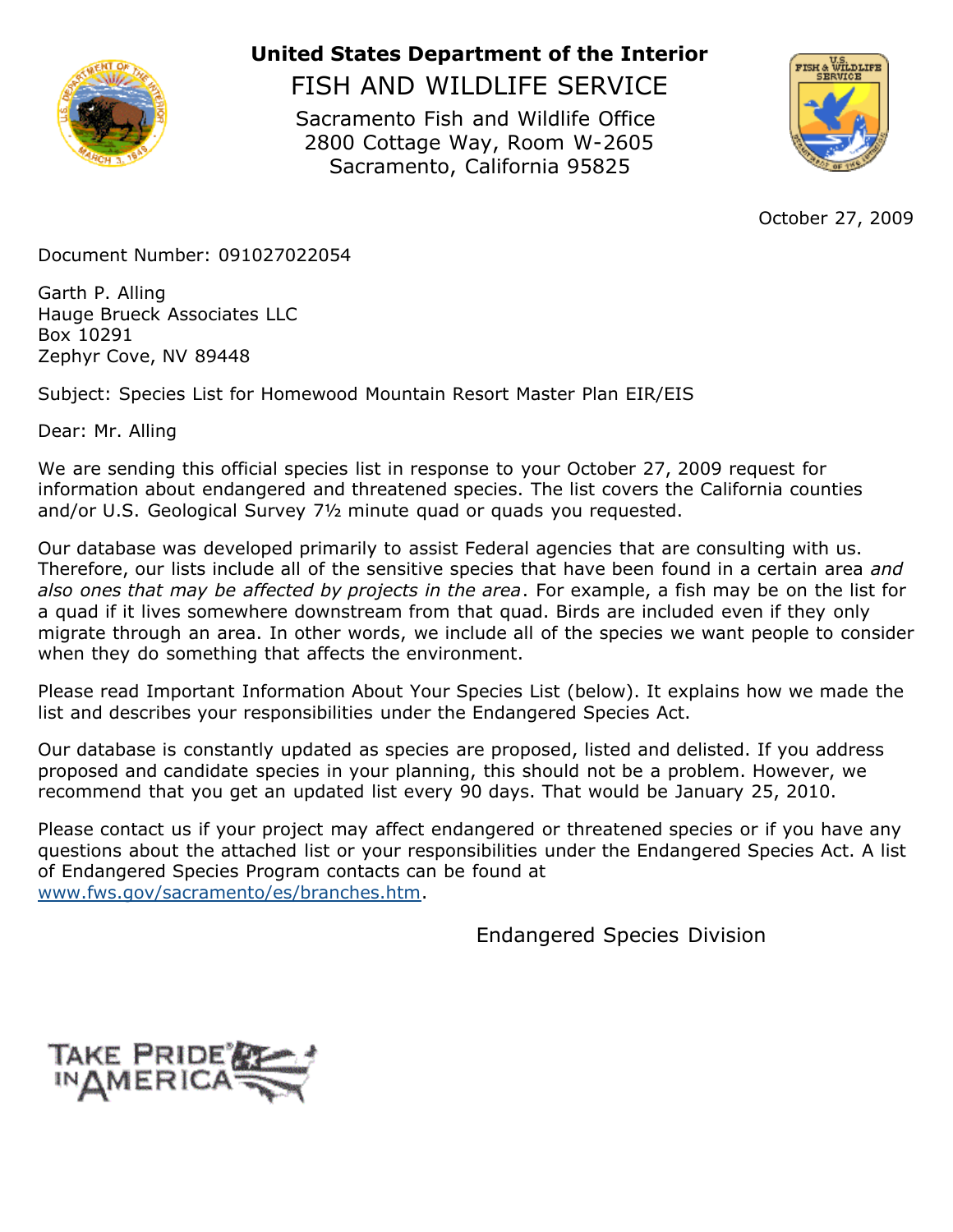**United States Department of the Interior**

FISH AND WILDLIFE SERVICE

Sacramento Fish and Wildlife Office
2800 Cottage Way, Room W-2605
Sacramento, California 95825

October 27, 2009

Document Number: 091027022054

Garth P. Alling
Hauge Brueck Associates LLC
Box 10291
Zephyr Cove, NV 89448

Subject: Species List for Homewood Mountain Resort Master Plan EIR/EIS

Dear: Mr. Alling

We are sending this official species list in response to your October 27, 2009 request for information about endangered and threatened species. The list covers the California counties and/or U.S. Geological Survey 7½ minute quad or quads you requested.

Our database was developed primarily to assist Federal agencies that are consulting with us. Therefore, our lists include all of the sensitive species that have been found in a certain area *and also ones that may be affected by projects in the area*. For example, a fish may be on the list for a quad if it lives somewhere downstream from that quad. Birds are included even if they only migrate through an area. In other words, we include all of the species we want people to consider when they do something that affects the environment.

Please read Important Information About Your Species List (below). It explains how we made the list and describes your responsibilities under the Endangered Species Act.

Our database is constantly updated as species are proposed, listed and delisted. If you address proposed and candidate species in your planning, this should not be a problem. However, we recommend that you get an updated list every 90 days. That would be January 25, 2010.

Please contact us if your project may affect endangered or threatened species or if you have any questions about the attached list or your responsibilities under the Endangered Species Act. A list of Endangered Species Program contacts can be found at www.fws.gov/sacramento/es/branches.htm.

Endangered Species Division

TAKE PRIDE IN AMERICA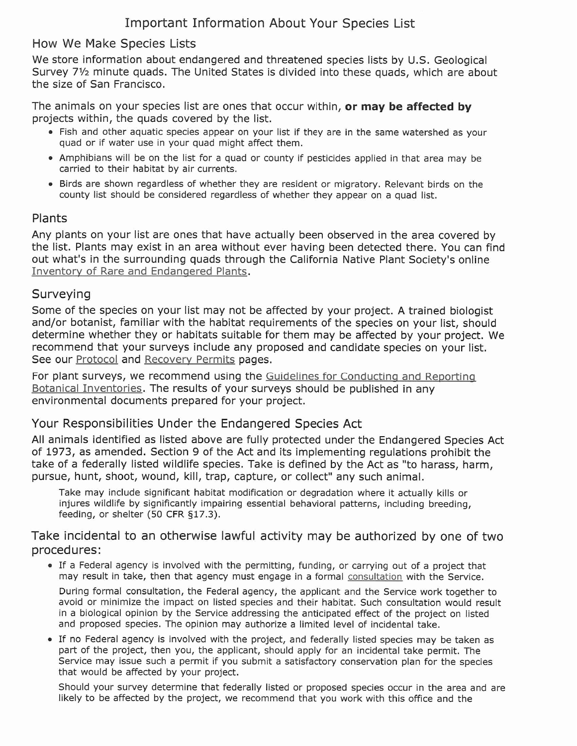# Important Information About Your Species List

## How We Make Species Lists

We store information about endangered and threatened species lists by U.S. Geological Survey 7½ minute quads. The United States is divided into these quads, which are about the size of San Francisco.

The animals on your species list are ones that occur within, **or may be affected by** projects within, the quads covered by the list.

- Fish and other aquatic species appear on your list if they are in the same watershed as your quad or if water use in your quad might affect them.
- Amphibians will be on the list for a quad or county if pesticides applied in that area may be carried to their habitat by air currents.
- Birds are shown regardless of whether they are resident or migratory. Relevant birds on the county list should be considered regardless of whether they appear on a quad list.

## Plants

Any plants on your list are ones that have actually been observed in the area covered by the list. Plants may exist in an area without ever having been detected there. You can find out what's in the surrounding quads through the California Native Plant Society's online Inventory of Rare and Endangered Plants.

## Surveying

Some of the species on your list may not be affected by your project. A trained biologist and/or botanist, familiar with the habitat requirements of the species on your list, should determine whether they or habitats suitable for them may be affected by your project. We recommend that your surveys include any proposed and candidate species on your list. See our Protocol and Recovery Permits pages.

For plant surveys, we recommend using the Guidelines for Conducting and Reporting Botanical Inventories. The results of your surveys should be published in any environmental documents prepared for your project.

## Your Responsibilities Under the Endangered Species Act

All animals identified as listed above are fully protected under the Endangered Species Act of 1973, as amended. Section 9 of the Act and its implementing regulations prohibit the take of a federally listed wildlife species. Take is defined by the Act as "to harass, harm, pursue, hunt, shoot, wound, kill, trap, capture, or collect" any such animal.

> Take may include significant habitat modification or degradation where it actually kills or injures wildlife by significantly impairing essential behavioral patterns, including breeding, feeding, or shelter (50 CFR §17.3).

## Take incidental to an otherwise lawful activity may be authorized by one of two procedures:

- If a Federal agency is involved with the permitting, funding, or carrying out of a project that may result in take, then that agency must engage in a formal consultation with the Service.

  During formal consultation, the Federal agency, the applicant and the Service work together to avoid or minimize the impact on listed species and their habitat. Such consultation would result in a biological opinion by the Service addressing the anticipated effect of the project on listed and proposed species. The opinion may authorize a limited level of incidental take.

- If no Federal agency is involved with the project, and federally listed species may be taken as part of the project, then you, the applicant, should apply for an incidental take permit. The Service may issue such a permit if you submit a satisfactory conservation plan for the species that would be affected by your project.

  Should your survey determine that federally listed or proposed species occur in the area and are likely to be affected by the project, we recommend that you work with this office and the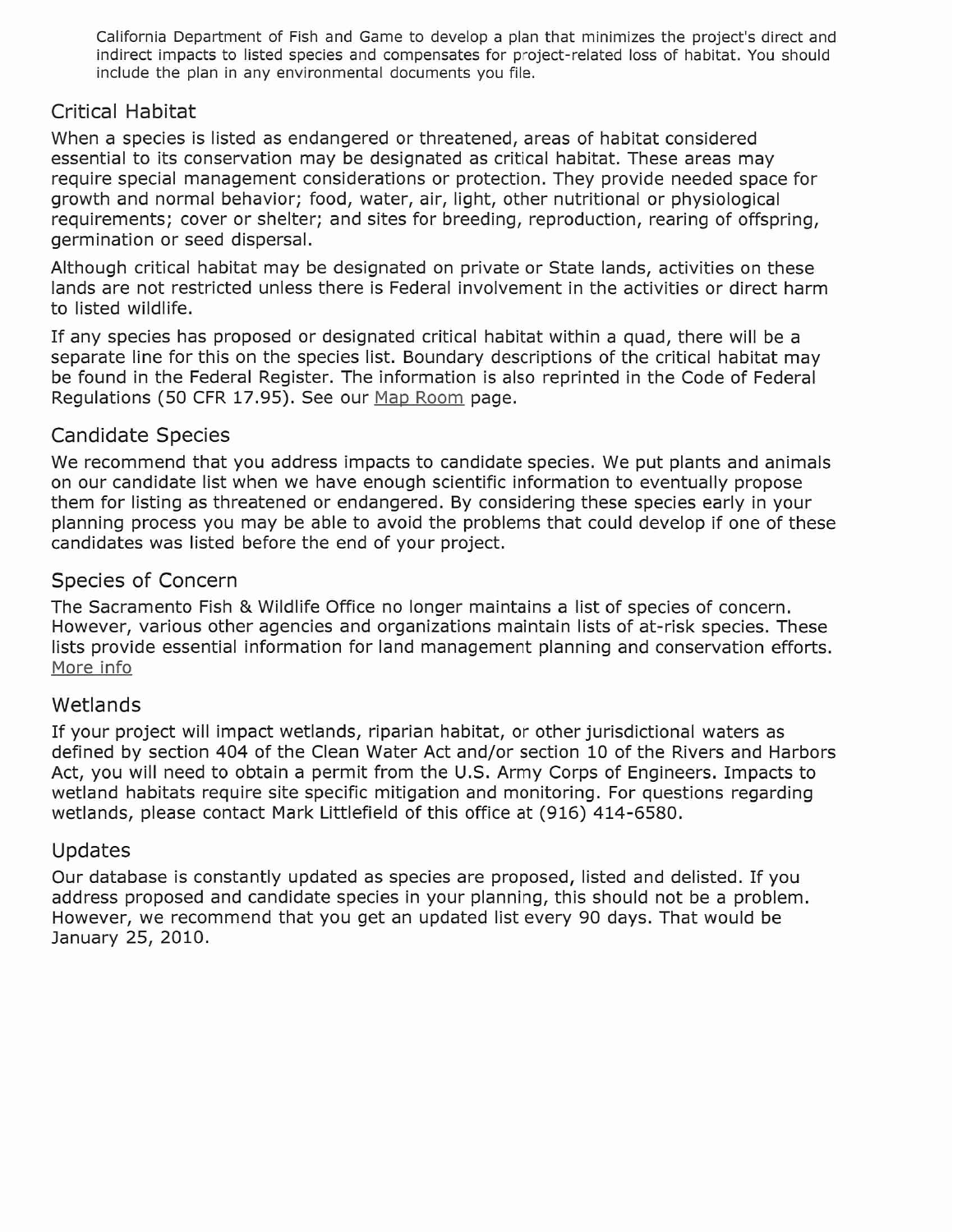California Department of Fish and Game to develop a plan that minimizes the project's direct and indirect impacts to listed species and compensates for project-related loss of habitat. You should include the plan in any environmental documents you file.

## Critical Habitat

When a species is listed as endangered or threatened, areas of habitat considered essential to its conservation may be designated as critical habitat. These areas may require special management considerations or protection. They provide needed space for growth and normal behavior; food, water, air, light, other nutritional or physiological requirements; cover or shelter; and sites for breeding, reproduction, rearing of offspring, germination or seed dispersal.

Although critical habitat may be designated on private or State lands, activities on these lands are not restricted unless there is Federal involvement in the activities or direct harm to listed wildlife.

If any species has proposed or designated critical habitat within a quad, there will be a separate line for this on the species list. Boundary descriptions of the critical habitat may be found in the Federal Register. The information is also reprinted in the Code of Federal Regulations (50 CFR 17.95). See our Map Room page.

## Candidate Species

We recommend that you address impacts to candidate species. We put plants and animals on our candidate list when we have enough scientific information to eventually propose them for listing as threatened or endangered. By considering these species early in your planning process you may be able to avoid the problems that could develop if one of these candidates was listed before the end of your project.

## Species of Concern

The Sacramento Fish & Wildlife Office no longer maintains a list of species of concern. However, various other agencies and organizations maintain lists of at-risk species. These lists provide essential information for land management planning and conservation efforts. More info

## Wetlands

If your project will impact wetlands, riparian habitat, or other jurisdictional waters as defined by section 404 of the Clean Water Act and/or section 10 of the Rivers and Harbors Act, you will need to obtain a permit from the U.S. Army Corps of Engineers. Impacts to wetland habitats require site specific mitigation and monitoring. For questions regarding wetlands, please contact Mark Littlefield of this office at (916) 414-6580.

## Updates

Our database is constantly updated as species are proposed, listed and delisted. If you address proposed and candidate species in your planning, this should not be a problem. However, we recommend that you get an updated list every 90 days. That would be January 25, 2010.